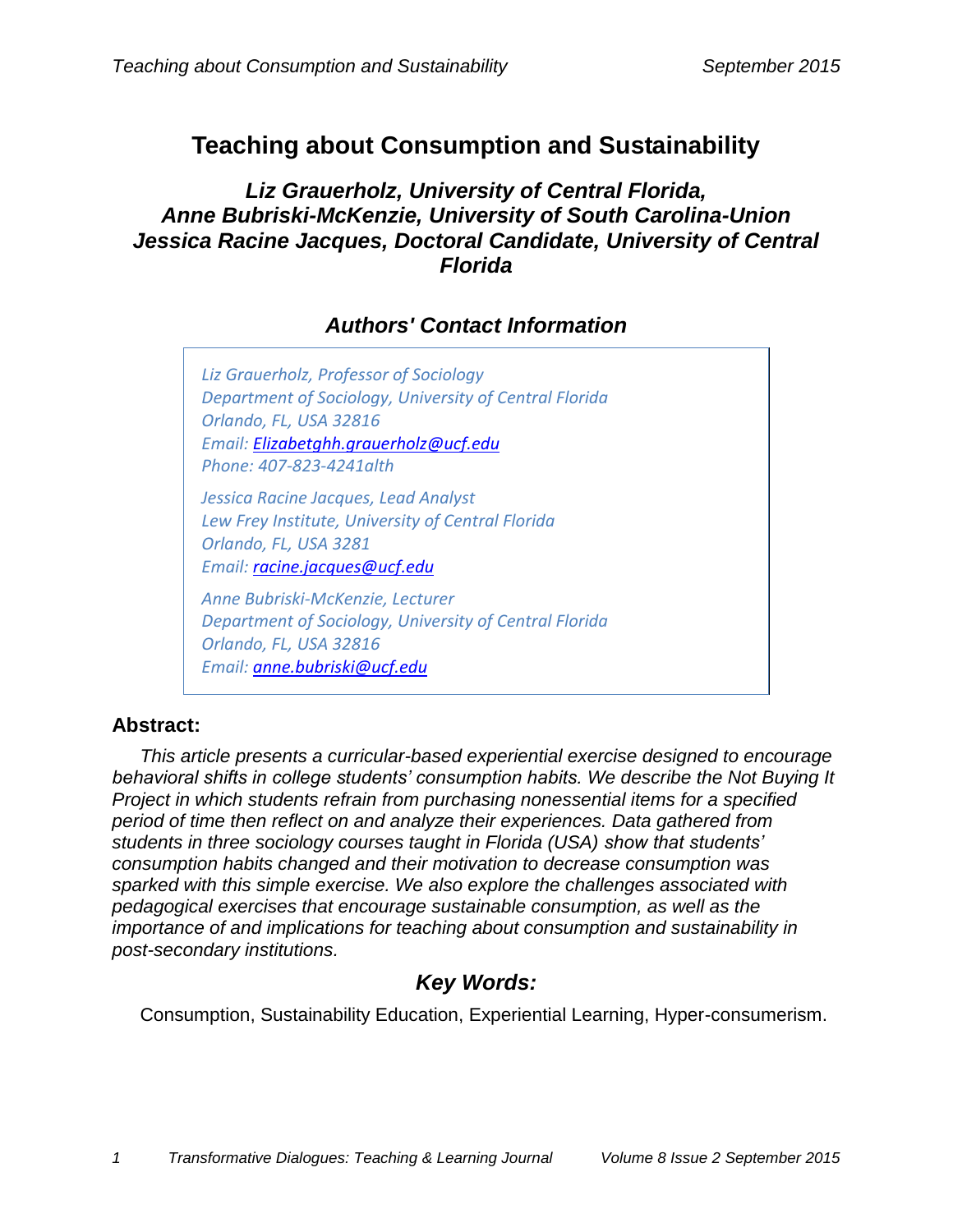# Teaching about Consumption and Sustainability

### *Liz Grauerholz, University of Central Florida, Anne Bubriski-McKenzie, University of South Carolina-Union Jessica Racine Jacques, Doctoral Candidate, University of Central Florida*

## *Authors' Contact Information*

*Liz Grauerholz, Professor of Sociology*
*Department of Sociology, University of Central Florida*
*Orlando, FL, USA 32816*
*Email: Elizabetghh.grauerholz@ucf.edu*
*Phone: 407-823-4241alth*

*Jessica Racine Jacques, Lead Analyst*
*Lew Frey Institute, University of Central Florida*
*Orlando, FL, USA 3281*
*Email: racine.jacques@ucf.edu*

*Anne Bubriski-McKenzie, Lecturer*
*Department of Sociology, University of Central Florida*
*Orlando, FL, USA 32816*
*Email: anne.bubriski@ucf.edu*

### Abstract:

*This article presents a curricular-based experiential exercise designed to encourage behavioral shifts in college students' consumption habits. We describe the Not Buying It Project in which students refrain from purchasing nonessential items for a specified period of time then reflect on and analyze their experiences. Data gathered from students in three sociology courses taught in Florida (USA) show that students' consumption habits changed and their motivation to decrease consumption was sparked with this simple exercise. We also explore the challenges associated with pedagogical exercises that encourage sustainable consumption, as well as the importance of and implications for teaching about consumption and sustainability in post-secondary institutions.*

## *Key Words:*

Consumption, Sustainability Education, Experiential Learning, Hyper-consumerism.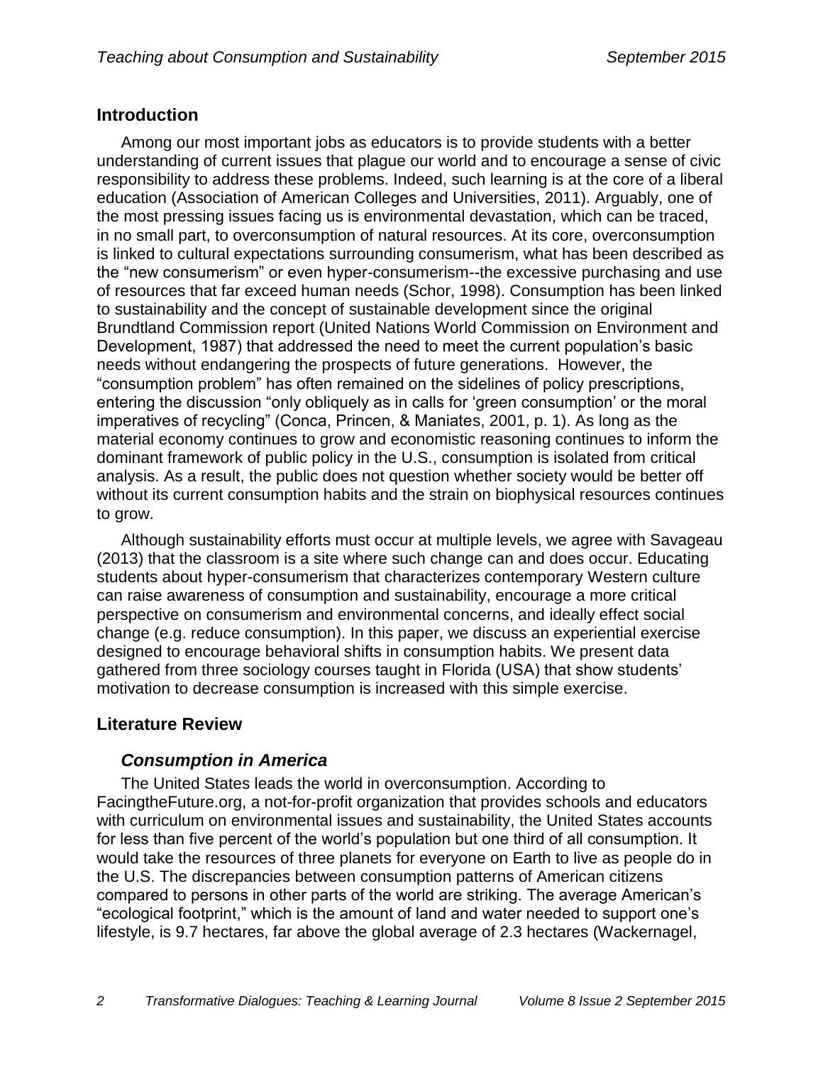## Introduction

Among our most important jobs as educators is to provide students with a better understanding of current issues that plague our world and to encourage a sense of civic responsibility to address these problems. Indeed, such learning is at the core of a liberal education (Association of American Colleges and Universities, 2011). Arguably, one of the most pressing issues facing us is environmental devastation, which can be traced, in no small part, to overconsumption of natural resources. At its core, overconsumption is linked to cultural expectations surrounding consumerism, what has been described as the "new consumerism" or even hyper-consumerism--the excessive purchasing and use of resources that far exceed human needs (Schor, 1998). Consumption has been linked to sustainability and the concept of sustainable development since the original Brundtland Commission report (United Nations World Commission on Environment and Development, 1987) that addressed the need to meet the current population's basic needs without endangering the prospects of future generations. However, the "consumption problem" has often remained on the sidelines of policy prescriptions, entering the discussion "only obliquely as in calls for 'green consumption' or the moral imperatives of recycling" (Conca, Princen, & Maniates, 2001, p. 1). As long as the material economy continues to grow and economistic reasoning continues to inform the dominant framework of public policy in the U.S., consumption is isolated from critical analysis. As a result, the public does not question whether society would be better off without its current consumption habits and the strain on biophysical resources continues to grow.

Although sustainability efforts must occur at multiple levels, we agree with Savageau (2013) that the classroom is a site where such change can and does occur. Educating students about hyper-consumerism that characterizes contemporary Western culture can raise awareness of consumption and sustainability, encourage a more critical perspective on consumerism and environmental concerns, and ideally effect social change (e.g. reduce consumption). In this paper, we discuss an experiential exercise designed to encourage behavioral shifts in consumption habits. We present data gathered from three sociology courses taught in Florida (USA) that show students' motivation to decrease consumption is increased with this simple exercise.

## Literature Review

### *Consumption in America*

The United States leads the world in overconsumption. According to FacingtheFuture.org, a not-for-profit organization that provides schools and educators with curriculum on environmental issues and sustainability, the United States accounts for less than five percent of the world's population but one third of all consumption. It would take the resources of three planets for everyone on Earth to live as people do in the U.S. The discrepancies between consumption patterns of American citizens compared to persons in other parts of the world are striking. The average American's "ecological footprint," which is the amount of land and water needed to support one's lifestyle, is 9.7 hectares, far above the global average of 2.3 hectares (Wackernagel,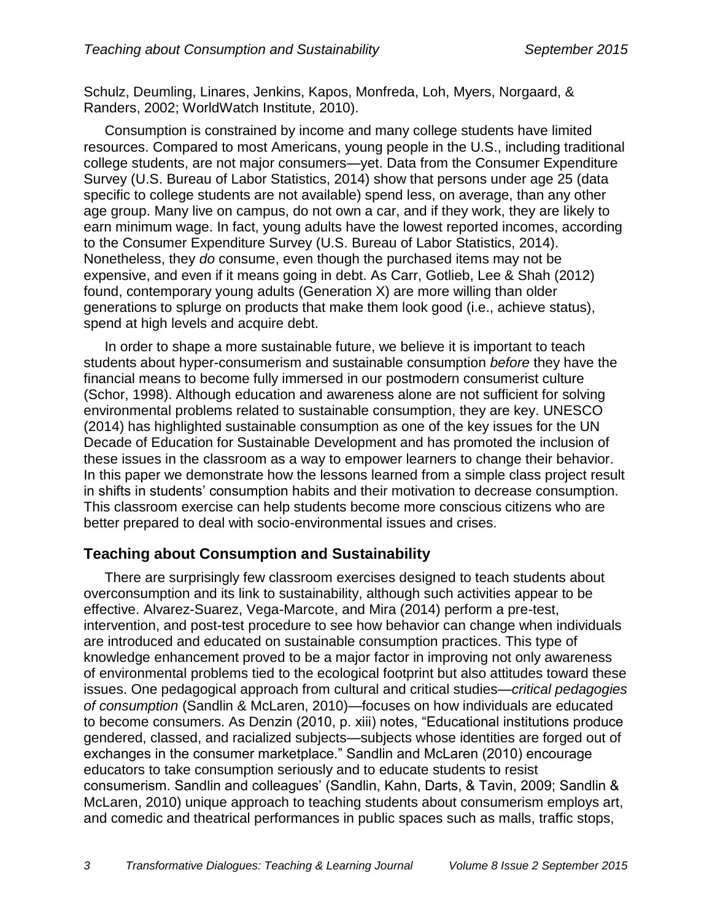Schulz, Deumling, Linares, Jenkins, Kapos, Monfreda, Loh, Myers, Norgaard, & Randers, 2002; WorldWatch Institute, 2010).

Consumption is constrained by income and many college students have limited resources. Compared to most Americans, young people in the U.S., including traditional college students, are not major consumers—yet. Data from the Consumer Expenditure Survey (U.S. Bureau of Labor Statistics, 2014) show that persons under age 25 (data specific to college students are not available) spend less, on average, than any other age group. Many live on campus, do not own a car, and if they work, they are likely to earn minimum wage. In fact, young adults have the lowest reported incomes, according to the Consumer Expenditure Survey (U.S. Bureau of Labor Statistics, 2014). Nonetheless, they *do* consume, even though the purchased items may not be expensive, and even if it means going in debt. As Carr, Gotlieb, Lee & Shah (2012) found, contemporary young adults (Generation X) are more willing than older generations to splurge on products that make them look good (i.e., achieve status), spend at high levels and acquire debt.

In order to shape a more sustainable future, we believe it is important to teach students about hyper-consumerism and sustainable consumption *before* they have the financial means to become fully immersed in our postmodern consumerist culture (Schor, 1998). Although education and awareness alone are not sufficient for solving environmental problems related to sustainable consumption, they are key. UNESCO (2014) has highlighted sustainable consumption as one of the key issues for the UN Decade of Education for Sustainable Development and has promoted the inclusion of these issues in the classroom as a way to empower learners to change their behavior. In this paper we demonstrate how the lessons learned from a simple class project result in shifts in students' consumption habits and their motivation to decrease consumption. This classroom exercise can help students become more conscious citizens who are better prepared to deal with socio-environmental issues and crises.

## Teaching about Consumption and Sustainability

There are surprisingly few classroom exercises designed to teach students about overconsumption and its link to sustainability, although such activities appear to be effective. Alvarez-Suarez, Vega-Marcote, and Mira (2014) perform a pre-test, intervention, and post-test procedure to see how behavior can change when individuals are introduced and educated on sustainable consumption practices. This type of knowledge enhancement proved to be a major factor in improving not only awareness of environmental problems tied to the ecological footprint but also attitudes toward these issues. One pedagogical approach from cultural and critical studies—*critical pedagogies of consumption* (Sandlin & McLaren, 2010)—focuses on how individuals are educated to become consumers. As Denzin (2010, p. xiii) notes, "Educational institutions produce gendered, classed, and racialized subjects—subjects whose identities are forged out of exchanges in the consumer marketplace." Sandlin and McLaren (2010) encourage educators to take consumption seriously and to educate students to resist consumerism. Sandlin and colleagues' (Sandlin, Kahn, Darts, & Tavin, 2009; Sandlin & McLaren, 2010) unique approach to teaching students about consumerism employs art, and comedic and theatrical performances in public spaces such as malls, traffic stops,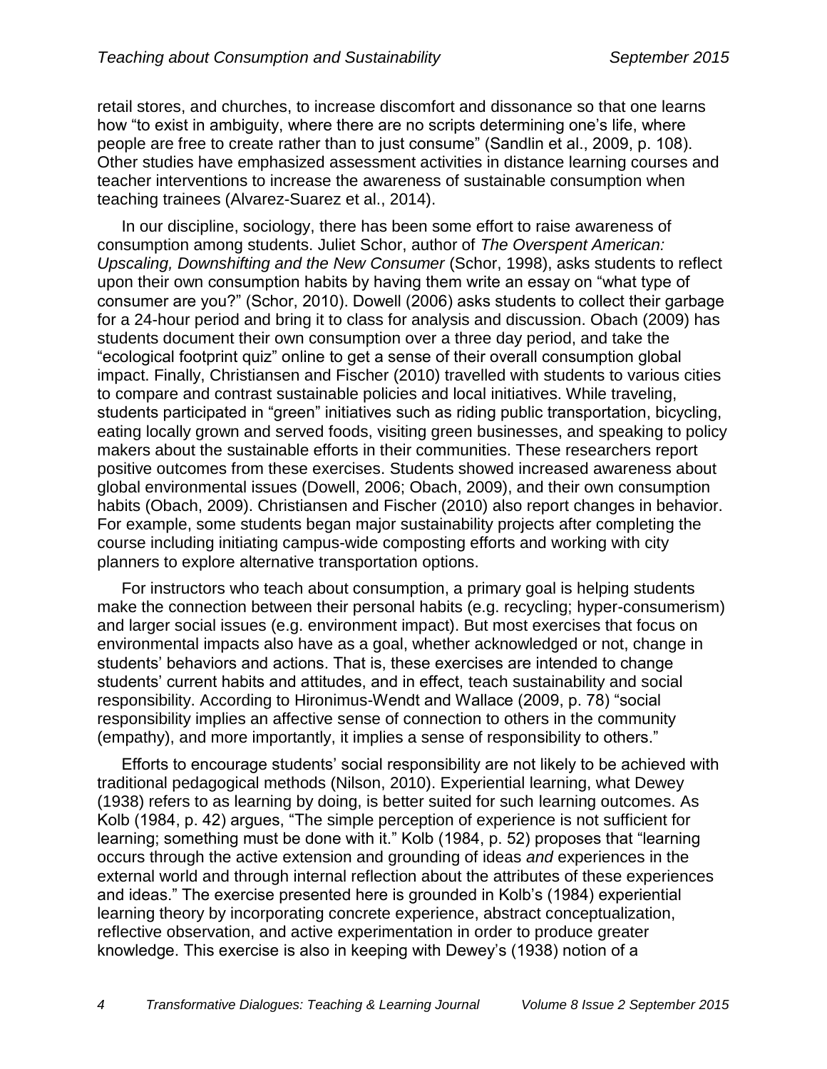retail stores, and churches, to increase discomfort and dissonance so that one learns how "to exist in ambiguity, where there are no scripts determining one's life, where people are free to create rather than to just consume" (Sandlin et al., 2009, p. 108). Other studies have emphasized assessment activities in distance learning courses and teacher interventions to increase the awareness of sustainable consumption when teaching trainees (Alvarez-Suarez et al., 2014).

In our discipline, sociology, there has been some effort to raise awareness of consumption among students. Juliet Schor, author of *The Overspent American: Upscaling, Downshifting and the New Consumer* (Schor, 1998), asks students to reflect upon their own consumption habits by having them write an essay on "what type of consumer are you?" (Schor, 2010). Dowell (2006) asks students to collect their garbage for a 24-hour period and bring it to class for analysis and discussion. Obach (2009) has students document their own consumption over a three day period, and take the "ecological footprint quiz" online to get a sense of their overall consumption global impact. Finally, Christiansen and Fischer (2010) travelled with students to various cities to compare and contrast sustainable policies and local initiatives. While traveling, students participated in "green" initiatives such as riding public transportation, bicycling, eating locally grown and served foods, visiting green businesses, and speaking to policy makers about the sustainable efforts in their communities. These researchers report positive outcomes from these exercises. Students showed increased awareness about global environmental issues (Dowell, 2006; Obach, 2009), and their own consumption habits (Obach, 2009). Christiansen and Fischer (2010) also report changes in behavior. For example, some students began major sustainability projects after completing the course including initiating campus-wide composting efforts and working with city planners to explore alternative transportation options.

For instructors who teach about consumption, a primary goal is helping students make the connection between their personal habits (e.g. recycling; hyper-consumerism) and larger social issues (e.g. environment impact). But most exercises that focus on environmental impacts also have as a goal, whether acknowledged or not, change in students' behaviors and actions. That is, these exercises are intended to change students' current habits and attitudes, and in effect, teach sustainability and social responsibility. According to Hironimus-Wendt and Wallace (2009, p. 78) "social responsibility implies an affective sense of connection to others in the community (empathy), and more importantly, it implies a sense of responsibility to others."

Efforts to encourage students' social responsibility are not likely to be achieved with traditional pedagogical methods (Nilson, 2010). Experiential learning, what Dewey (1938) refers to as learning by doing, is better suited for such learning outcomes. As Kolb (1984, p. 42) argues, "The simple perception of experience is not sufficient for learning; something must be done with it." Kolb (1984, p. 52) proposes that "learning occurs through the active extension and grounding of ideas *and* experiences in the external world and through internal reflection about the attributes of these experiences and ideas." The exercise presented here is grounded in Kolb's (1984) experiential learning theory by incorporating concrete experience, abstract conceptualization, reflective observation, and active experimentation in order to produce greater knowledge. This exercise is also in keeping with Dewey's (1938) notion of a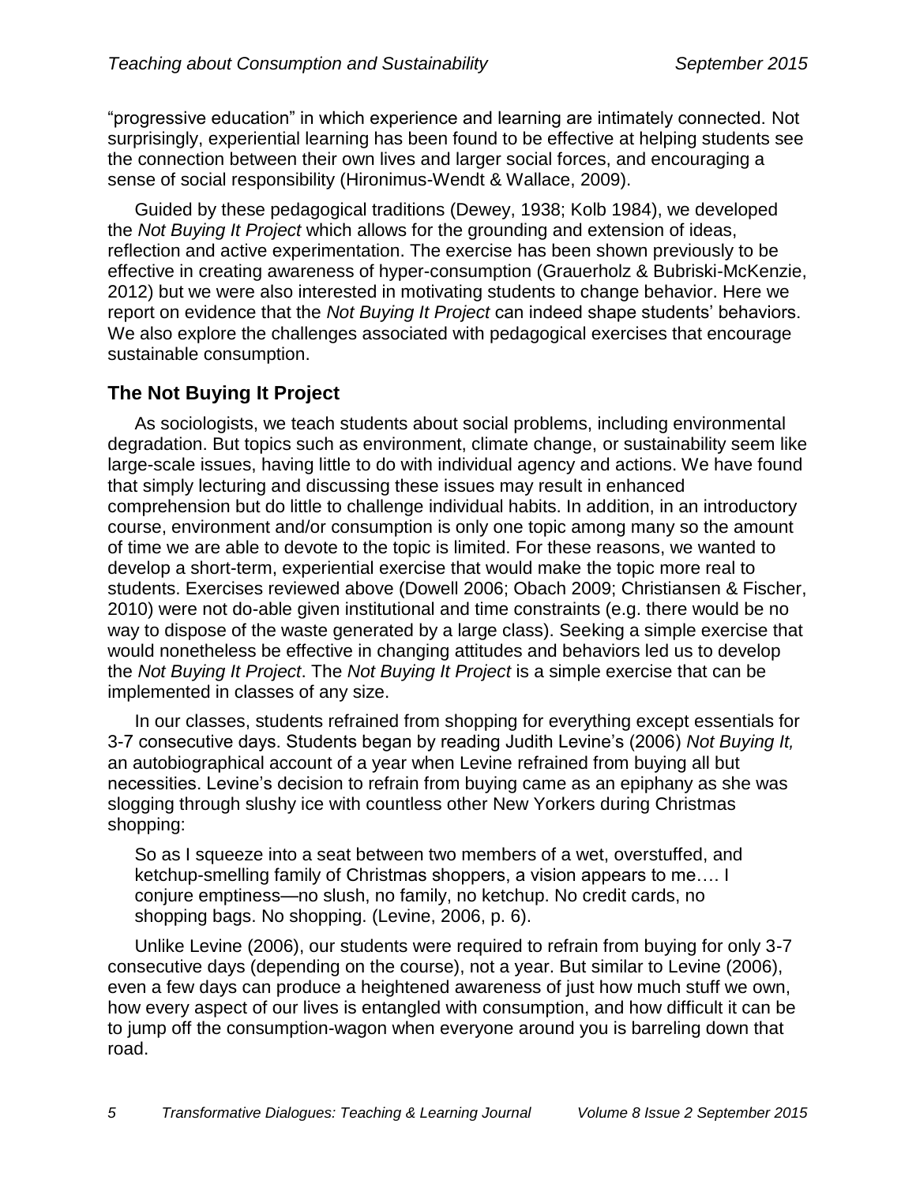"progressive education" in which experience and learning are intimately connected. Not surprisingly, experiential learning has been found to be effective at helping students see the connection between their own lives and larger social forces, and encouraging a sense of social responsibility (Hironimus-Wendt & Wallace, 2009).

Guided by these pedagogical traditions (Dewey, 1938; Kolb 1984), we developed the *Not Buying It Project* which allows for the grounding and extension of ideas, reflection and active experimentation. The exercise has been shown previously to be effective in creating awareness of hyper-consumption (Grauerholz & Bubriski-McKenzie, 2012) but we were also interested in motivating students to change behavior. Here we report on evidence that the *Not Buying It Project* can indeed shape students' behaviors. We also explore the challenges associated with pedagogical exercises that encourage sustainable consumption.

## The Not Buying It Project

As sociologists, we teach students about social problems, including environmental degradation. But topics such as environment, climate change, or sustainability seem like large-scale issues, having little to do with individual agency and actions. We have found that simply lecturing and discussing these issues may result in enhanced comprehension but do little to challenge individual habits. In addition, in an introductory course, environment and/or consumption is only one topic among many so the amount of time we are able to devote to the topic is limited. For these reasons, we wanted to develop a short-term, experiential exercise that would make the topic more real to students. Exercises reviewed above (Dowell 2006; Obach 2009; Christiansen & Fischer, 2010) were not do-able given institutional and time constraints (e.g. there would be no way to dispose of the waste generated by a large class). Seeking a simple exercise that would nonetheless be effective in changing attitudes and behaviors led us to develop the *Not Buying It Project*. The *Not Buying It Project* is a simple exercise that can be implemented in classes of any size.

In our classes, students refrained from shopping for everything except essentials for 3-7 consecutive days. Students began by reading Judith Levine's (2006) *Not Buying It,* an autobiographical account of a year when Levine refrained from buying all but necessities. Levine's decision to refrain from buying came as an epiphany as she was slogging through slushy ice with countless other New Yorkers during Christmas shopping:

> So as I squeeze into a seat between two members of a wet, overstuffed, and ketchup-smelling family of Christmas shoppers, a vision appears to me…. I conjure emptiness—no slush, no family, no ketchup. No credit cards, no shopping bags. No shopping. (Levine, 2006, p. 6).

Unlike Levine (2006), our students were required to refrain from buying for only 3-7 consecutive days (depending on the course), not a year. But similar to Levine (2006), even a few days can produce a heightened awareness of just how much stuff we own, how every aspect of our lives is entangled with consumption, and how difficult it can be to jump off the consumption-wagon when everyone around you is barreling down that road.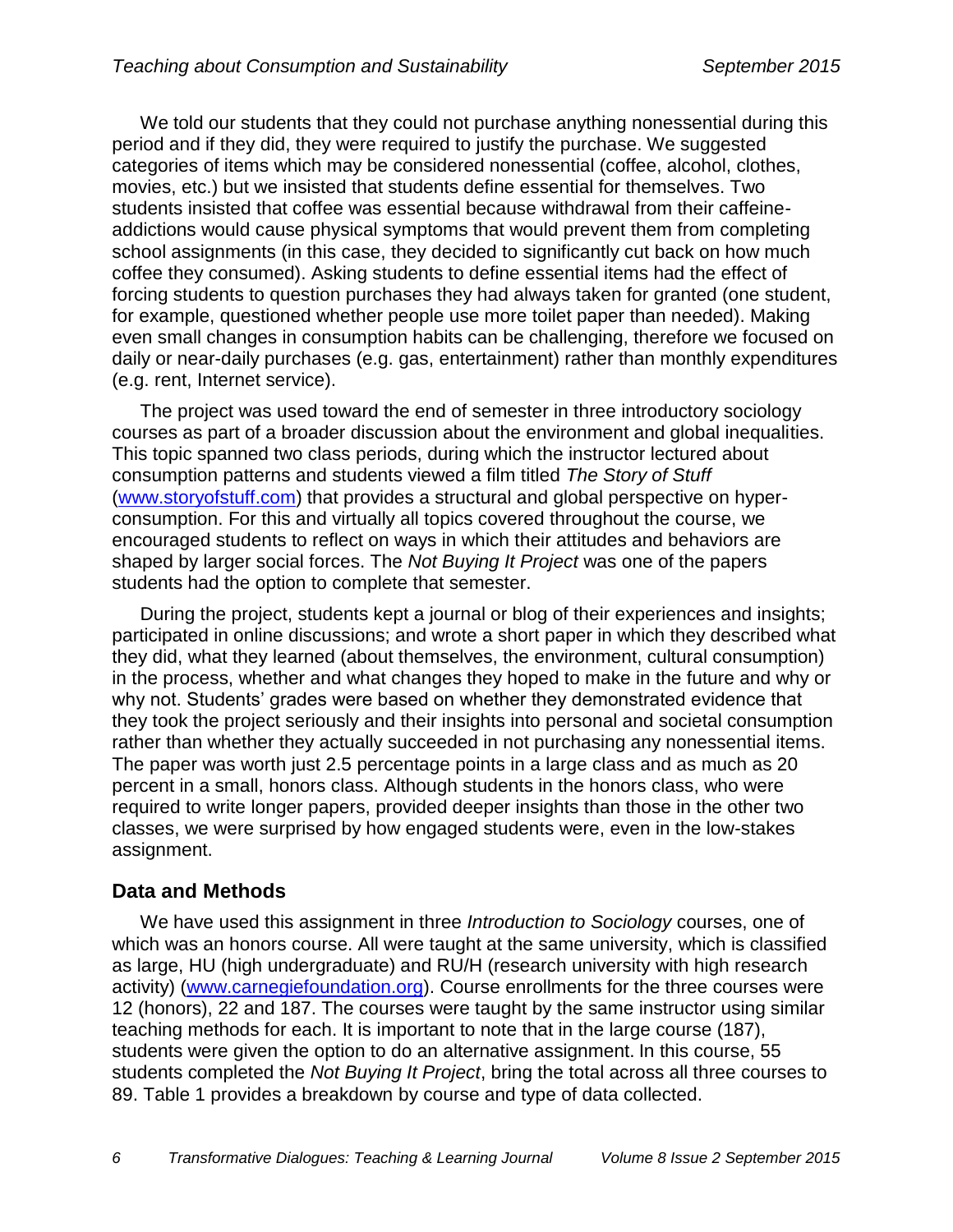We told our students that they could not purchase anything nonessential during this period and if they did, they were required to justify the purchase. We suggested categories of items which may be considered nonessential (coffee, alcohol, clothes, movies, etc.) but we insisted that students define essential for themselves. Two students insisted that coffee was essential because withdrawal from their caffeine-addictions would cause physical symptoms that would prevent them from completing school assignments (in this case, they decided to significantly cut back on how much coffee they consumed). Asking students to define essential items had the effect of forcing students to question purchases they had always taken for granted (one student, for example, questioned whether people use more toilet paper than needed). Making even small changes in consumption habits can be challenging, therefore we focused on daily or near-daily purchases (e.g. gas, entertainment) rather than monthly expenditures (e.g. rent, Internet service).

The project was used toward the end of semester in three introductory sociology courses as part of a broader discussion about the environment and global inequalities. This topic spanned two class periods, during which the instructor lectured about consumption patterns and students viewed a film titled *The Story of Stuff* (www.storyofstuff.com) that provides a structural and global perspective on hyper-consumption. For this and virtually all topics covered throughout the course, we encouraged students to reflect on ways in which their attitudes and behaviors are shaped by larger social forces. The *Not Buying It Project* was one of the papers students had the option to complete that semester.

During the project, students kept a journal or blog of their experiences and insights; participated in online discussions; and wrote a short paper in which they described what they did, what they learned (about themselves, the environment, cultural consumption) in the process, whether and what changes they hoped to make in the future and why or why not. Students' grades were based on whether they demonstrated evidence that they took the project seriously and their insights into personal and societal consumption rather than whether they actually succeeded in not purchasing any nonessential items. The paper was worth just 2.5 percentage points in a large class and as much as 20 percent in a small, honors class. Although students in the honors class, who were required to write longer papers, provided deeper insights than those in the other two classes, we were surprised by how engaged students were, even in the low-stakes assignment.

## Data and Methods

We have used this assignment in three *Introduction to Sociology* courses, one of which was an honors course. All were taught at the same university, which is classified as large, HU (high undergraduate) and RU/H (research university with high research activity) (www.carnegiefoundation.org). Course enrollments for the three courses were 12 (honors), 22 and 187. The courses were taught by the same instructor using similar teaching methods for each. It is important to note that in the large course (187), students were given the option to do an alternative assignment. In this course, 55 students completed the *Not Buying It Project*, bring the total across all three courses to 89. Table 1 provides a breakdown by course and type of data collected.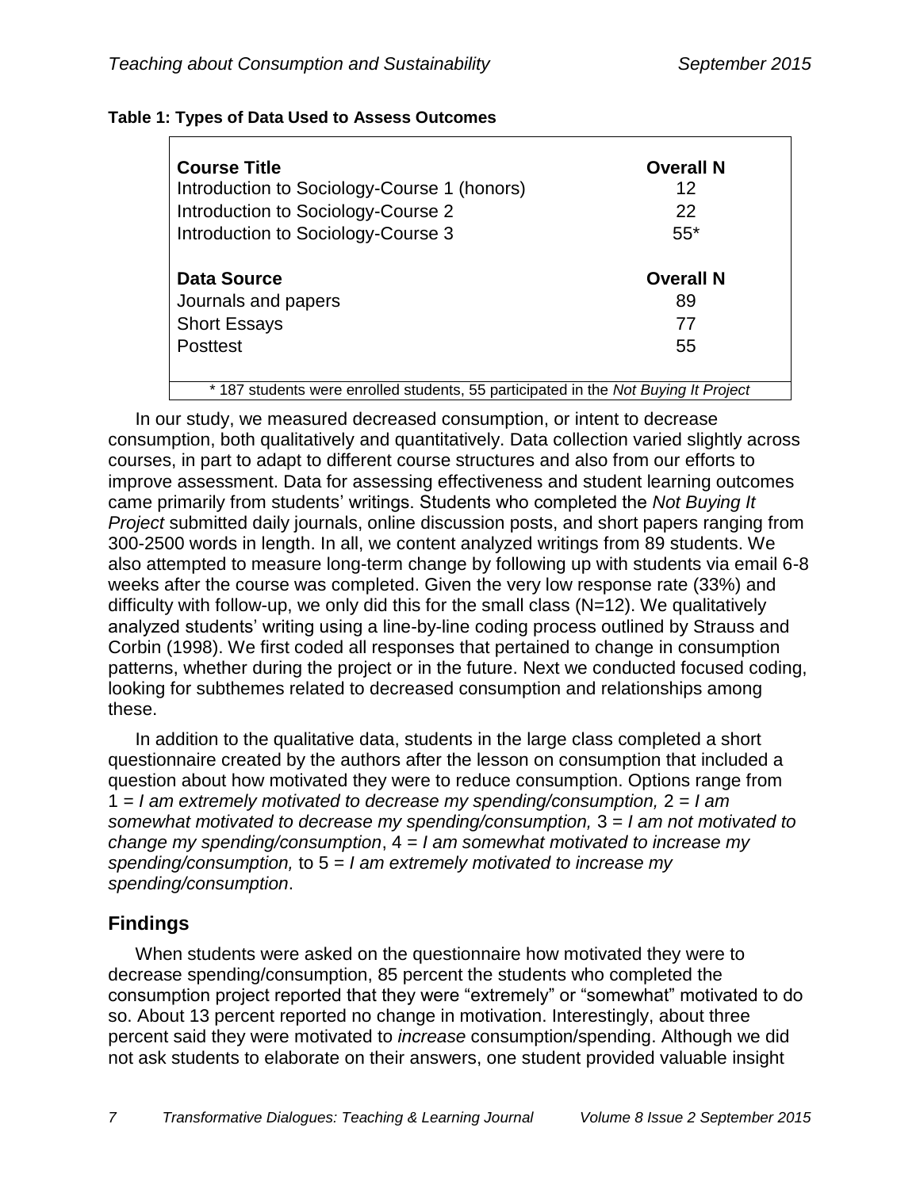**Table 1: Types of Data Used to Assess Outcomes**

| **Course Title** | **Overall N** |
|---|---|
| Introduction to Sociology-Course 1 (honors) | 12 |
| Introduction to Sociology-Course 2 | 22 |
| Introduction to Sociology-Course 3 | 55* |
| **Data Source** | **Overall N** |
| Journals and papers | 89 |
| Short Essays | 77 |
| Posttest | 55 |

\* 187 students were enrolled students, 55 participated in the *Not Buying It Project*

In our study, we measured decreased consumption, or intent to decrease consumption, both qualitatively and quantitatively. Data collection varied slightly across courses, in part to adapt to different course structures and also from our efforts to improve assessment. Data for assessing effectiveness and student learning outcomes came primarily from students' writings. Students who completed the *Not Buying It Project* submitted daily journals, online discussion posts, and short papers ranging from 300-2500 words in length. In all, we content analyzed writings from 89 students. We also attempted to measure long-term change by following up with students via email 6-8 weeks after the course was completed. Given the very low response rate (33%) and difficulty with follow-up, we only did this for the small class (N=12). We qualitatively analyzed students' writing using a line-by-line coding process outlined by Strauss and Corbin (1998). We first coded all responses that pertained to change in consumption patterns, whether during the project or in the future. Next we conducted focused coding, looking for subthemes related to decreased consumption and relationships among these.

In addition to the qualitative data, students in the large class completed a short questionnaire created by the authors after the lesson on consumption that included a question about how motivated they were to reduce consumption. Options range from 1 = *I am extremely motivated to decrease my spending/consumption,* 2 = *I am somewhat motivated to decrease my spending/consumption,* 3 = *I am not motivated to change my spending/consumption*, 4 = *I am somewhat motivated to increase my spending/consumption,* to 5 = *I am extremely motivated to increase my spending/consumption*.

## Findings

When students were asked on the questionnaire how motivated they were to decrease spending/consumption, 85 percent the students who completed the consumption project reported that they were "extremely" or "somewhat" motivated to do so. About 13 percent reported no change in motivation. Interestingly, about three percent said they were motivated to *increase* consumption/spending. Although we did not ask students to elaborate on their answers, one student provided valuable insight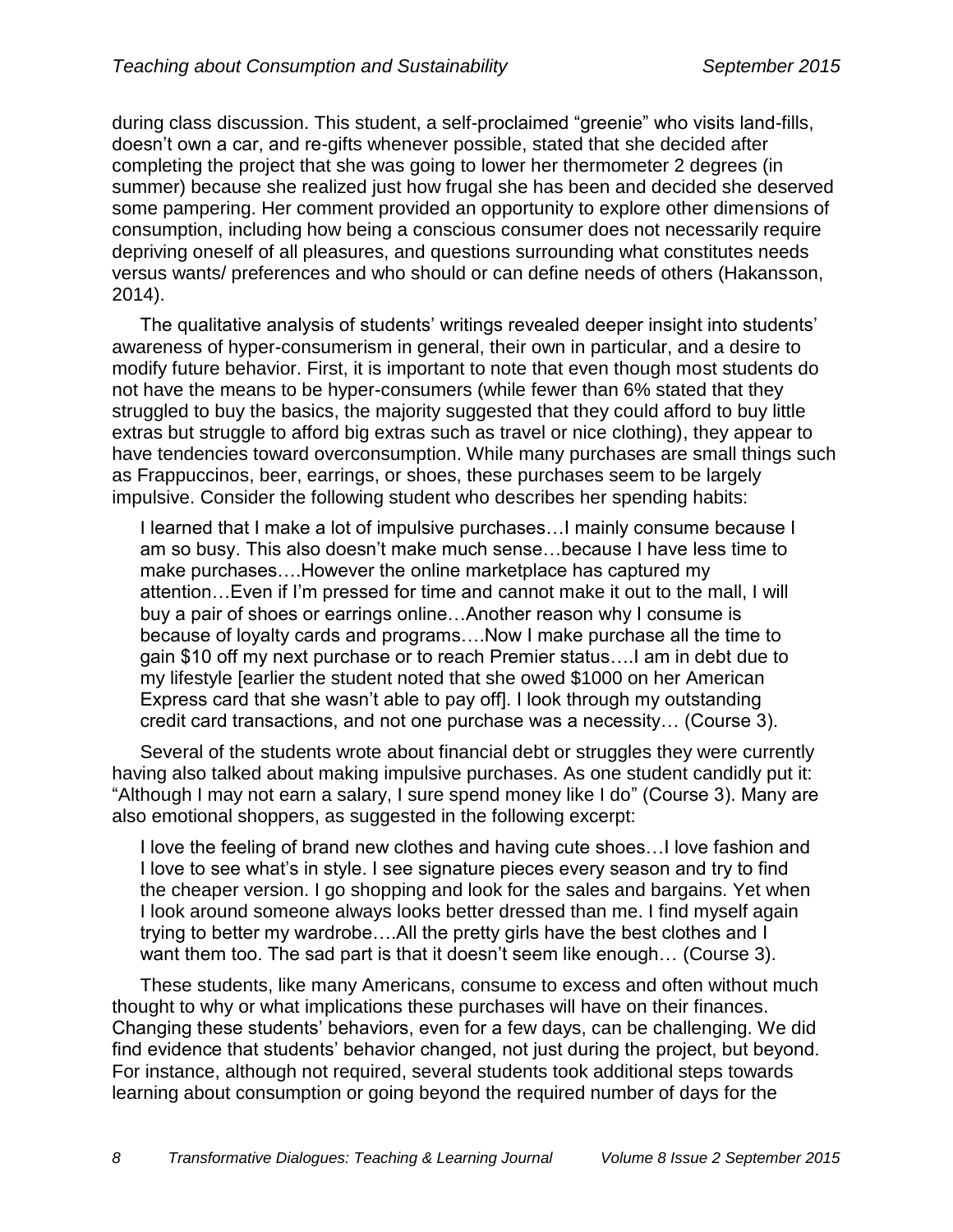during class discussion. This student, a self-proclaimed "greenie" who visits land-fills, doesn't own a car, and re-gifts whenever possible, stated that she decided after completing the project that she was going to lower her thermometer 2 degrees (in summer) because she realized just how frugal she has been and decided she deserved some pampering. Her comment provided an opportunity to explore other dimensions of consumption, including how being a conscious consumer does not necessarily require depriving oneself of all pleasures, and questions surrounding what constitutes needs versus wants/ preferences and who should or can define needs of others (Hakansson, 2014).

The qualitative analysis of students' writings revealed deeper insight into students' awareness of hyper-consumerism in general, their own in particular, and a desire to modify future behavior. First, it is important to note that even though most students do not have the means to be hyper-consumers (while fewer than 6% stated that they struggled to buy the basics, the majority suggested that they could afford to buy little extras but struggle to afford big extras such as travel or nice clothing), they appear to have tendencies toward overconsumption. While many purchases are small things such as Frappuccinos, beer, earrings, or shoes, these purchases seem to be largely impulsive. Consider the following student who describes her spending habits:

> I learned that I make a lot of impulsive purchases…I mainly consume because I am so busy. This also doesn't make much sense…because I have less time to make purchases….However the online marketplace has captured my attention…Even if I'm pressed for time and cannot make it out to the mall, I will buy a pair of shoes or earrings online…Another reason why I consume is because of loyalty cards and programs….Now I make purchase all the time to gain $10 off my next purchase or to reach Premier status….I am in debt due to my lifestyle [earlier the student noted that she owed $1000 on her American Express card that she wasn't able to pay off]. I look through my outstanding credit card transactions, and not one purchase was a necessity… (Course 3).

Several of the students wrote about financial debt or struggles they were currently having also talked about making impulsive purchases. As one student candidly put it: "Although I may not earn a salary, I sure spend money like I do" (Course 3). Many are also emotional shoppers, as suggested in the following excerpt:

> I love the feeling of brand new clothes and having cute shoes…I love fashion and I love to see what's in style. I see signature pieces every season and try to find the cheaper version. I go shopping and look for the sales and bargains. Yet when I look around someone always looks better dressed than me. I find myself again trying to better my wardrobe….All the pretty girls have the best clothes and I want them too. The sad part is that it doesn't seem like enough… (Course 3).

These students, like many Americans, consume to excess and often without much thought to why or what implications these purchases will have on their finances. Changing these students' behaviors, even for a few days, can be challenging. We did find evidence that students' behavior changed, not just during the project, but beyond. For instance, although not required, several students took additional steps towards learning about consumption or going beyond the required number of days for the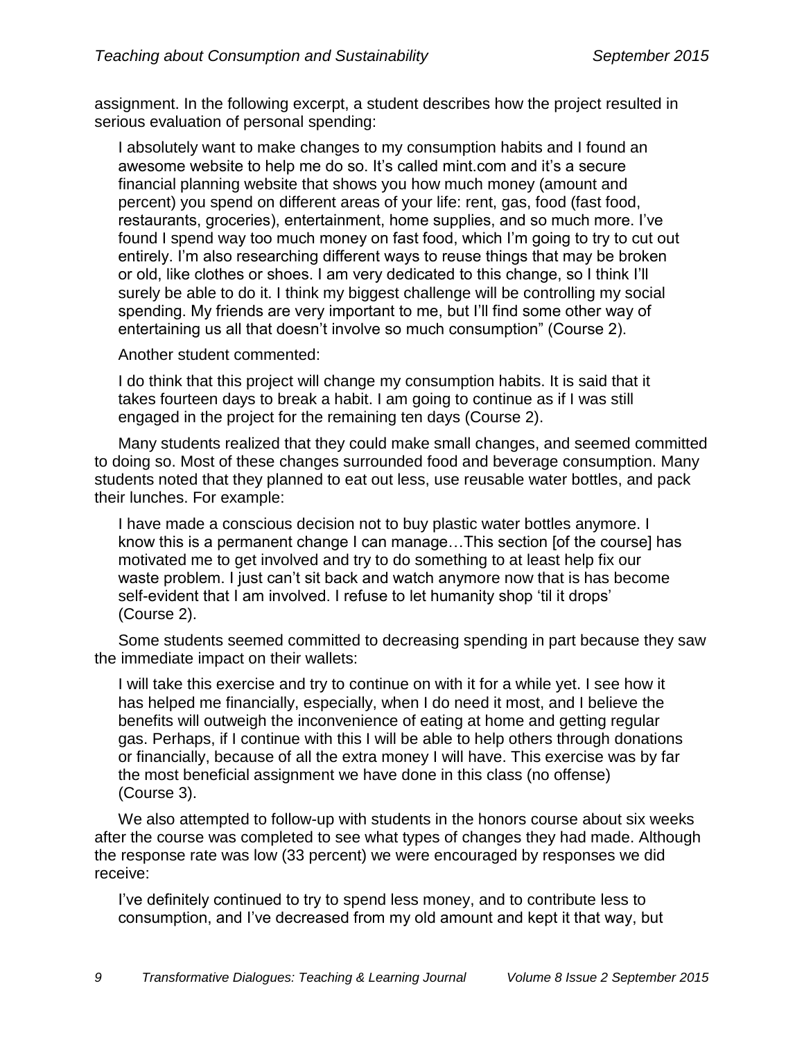assignment. In the following excerpt, a student describes how the project resulted in serious evaluation of personal spending:

> I absolutely want to make changes to my consumption habits and I found an awesome website to help me do so. It's called mint.com and it's a secure financial planning website that shows you how much money (amount and percent) you spend on different areas of your life: rent, gas, food (fast food, restaurants, groceries), entertainment, home supplies, and so much more. I've found I spend way too much money on fast food, which I'm going to try to cut out entirely. I'm also researching different ways to reuse things that may be broken or old, like clothes or shoes. I am very dedicated to this change, so I think I'll surely be able to do it. I think my biggest challenge will be controlling my social spending. My friends are very important to me, but I'll find some other way of entertaining us all that doesn't involve so much consumption" (Course 2).

Another student commented:

> I do think that this project will change my consumption habits. It is said that it takes fourteen days to break a habit. I am going to continue as if I was still engaged in the project for the remaining ten days (Course 2).

Many students realized that they could make small changes, and seemed committed to doing so. Most of these changes surrounded food and beverage consumption. Many students noted that they planned to eat out less, use reusable water bottles, and pack their lunches. For example:

> I have made a conscious decision not to buy plastic water bottles anymore. I know this is a permanent change I can manage…This section [of the course] has motivated me to get involved and try to do something to at least help fix our waste problem. I just can't sit back and watch anymore now that is has become self-evident that I am involved. I refuse to let humanity shop 'til it drops' (Course 2).

Some students seemed committed to decreasing spending in part because they saw the immediate impact on their wallets:

> I will take this exercise and try to continue on with it for a while yet. I see how it has helped me financially, especially, when I do need it most, and I believe the benefits will outweigh the inconvenience of eating at home and getting regular gas. Perhaps, if I continue with this I will be able to help others through donations or financially, because of all the extra money I will have. This exercise was by far the most beneficial assignment we have done in this class (no offense) (Course 3).

We also attempted to follow-up with students in the honors course about six weeks after the course was completed to see what types of changes they had made. Although the response rate was low (33 percent) we were encouraged by responses we did receive:

> I've definitely continued to try to spend less money, and to contribute less to consumption, and I've decreased from my old amount and kept it that way, but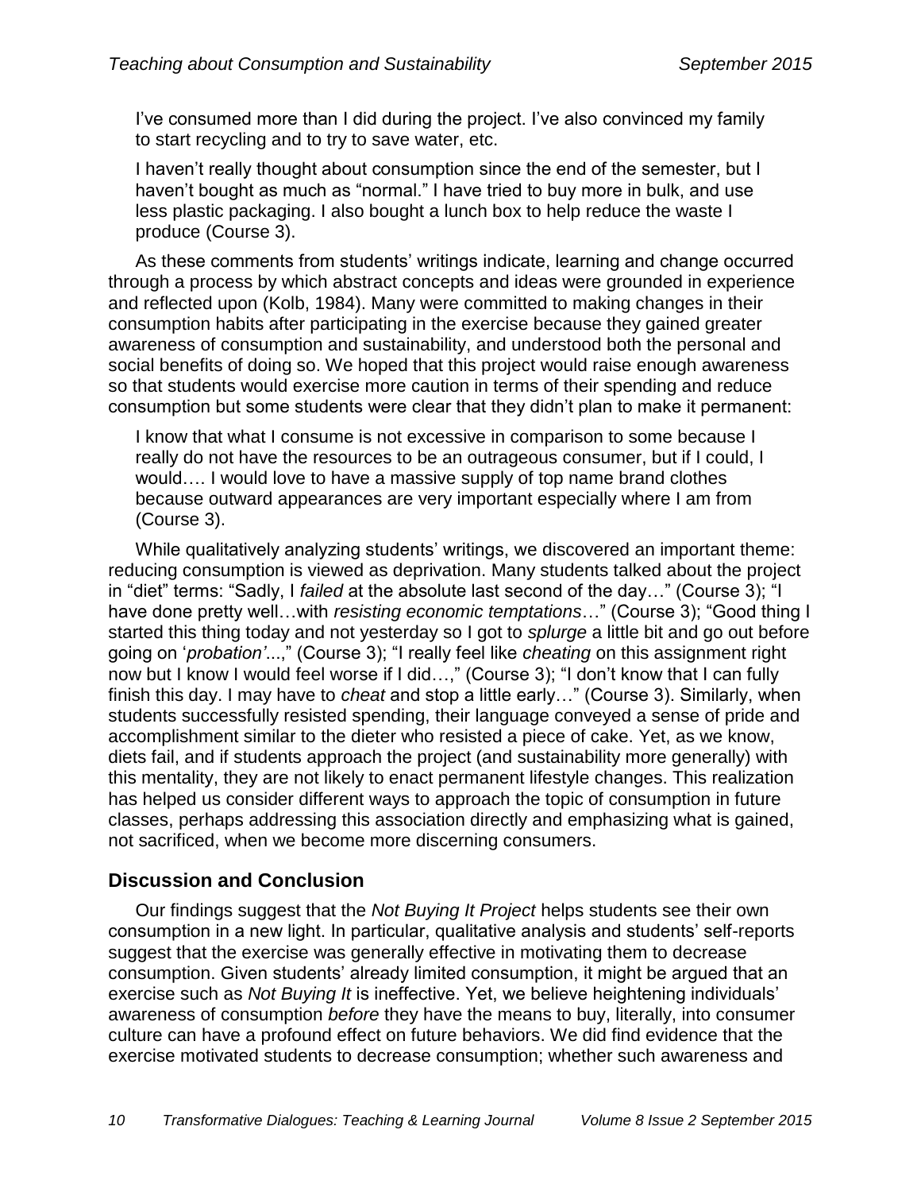I've consumed more than I did during the project. I've also convinced my family to start recycling and to try to save water, etc.

> I haven't really thought about consumption since the end of the semester, but I haven't bought as much as "normal." I have tried to buy more in bulk, and use less plastic packaging. I also bought a lunch box to help reduce the waste I produce (Course 3).

As these comments from students' writings indicate, learning and change occurred through a process by which abstract concepts and ideas were grounded in experience and reflected upon (Kolb, 1984). Many were committed to making changes in their consumption habits after participating in the exercise because they gained greater awareness of consumption and sustainability, and understood both the personal and social benefits of doing so. We hoped that this project would raise enough awareness so that students would exercise more caution in terms of their spending and reduce consumption but some students were clear that they didn't plan to make it permanent:

> I know that what I consume is not excessive in comparison to some because I really do not have the resources to be an outrageous consumer, but if I could, I would…. I would love to have a massive supply of top name brand clothes because outward appearances are very important especially where I am from (Course 3).

While qualitatively analyzing students' writings, we discovered an important theme: reducing consumption is viewed as deprivation. Many students talked about the project in "diet" terms: "Sadly, I *failed* at the absolute last second of the day…" (Course 3); "I have done pretty well…with *resisting economic temptations*…" (Course 3); "Good thing I started this thing today and not yesterday so I got to *splurge* a little bit and go out before going on '*probation'*...," (Course 3); "I really feel like *cheating* on this assignment right now but I know I would feel worse if I did…," (Course 3); "I don't know that I can fully finish this day. I may have to *cheat* and stop a little early…" (Course 3). Similarly, when students successfully resisted spending, their language conveyed a sense of pride and accomplishment similar to the dieter who resisted a piece of cake. Yet, as we know, diets fail, and if students approach the project (and sustainability more generally) with this mentality, they are not likely to enact permanent lifestyle changes. This realization has helped us consider different ways to approach the topic of consumption in future classes, perhaps addressing this association directly and emphasizing what is gained, not sacrificed, when we become more discerning consumers.

## Discussion and Conclusion

Our findings suggest that the *Not Buying It Project* helps students see their own consumption in a new light. In particular, qualitative analysis and students' self-reports suggest that the exercise was generally effective in motivating them to decrease consumption. Given students' already limited consumption, it might be argued that an exercise such as *Not Buying It* is ineffective. Yet, we believe heightening individuals' awareness of consumption *before* they have the means to buy, literally, into consumer culture can have a profound effect on future behaviors. We did find evidence that the exercise motivated students to decrease consumption; whether such awareness and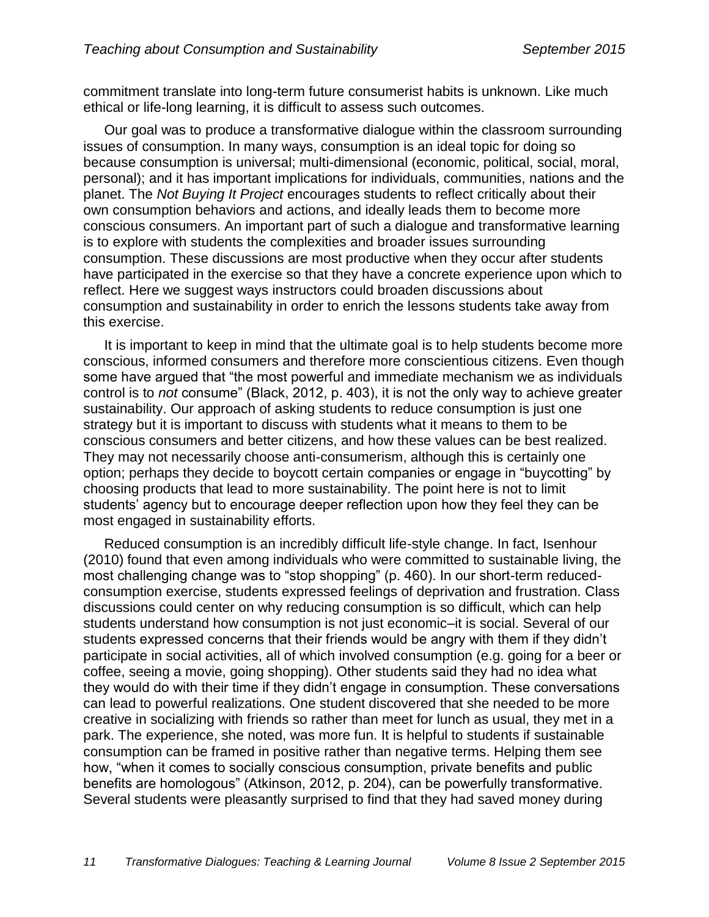commitment translate into long-term future consumerist habits is unknown. Like much ethical or life-long learning, it is difficult to assess such outcomes.

Our goal was to produce a transformative dialogue within the classroom surrounding issues of consumption. In many ways, consumption is an ideal topic for doing so because consumption is universal; multi-dimensional (economic, political, social, moral, personal); and it has important implications for individuals, communities, nations and the planet. The *Not Buying It Project* encourages students to reflect critically about their own consumption behaviors and actions, and ideally leads them to become more conscious consumers. An important part of such a dialogue and transformative learning is to explore with students the complexities and broader issues surrounding consumption. These discussions are most productive when they occur after students have participated in the exercise so that they have a concrete experience upon which to reflect. Here we suggest ways instructors could broaden discussions about consumption and sustainability in order to enrich the lessons students take away from this exercise.

It is important to keep in mind that the ultimate goal is to help students become more conscious, informed consumers and therefore more conscientious citizens. Even though some have argued that "the most powerful and immediate mechanism we as individuals control is to *not* consume" (Black, 2012, p. 403), it is not the only way to achieve greater sustainability. Our approach of asking students to reduce consumption is just one strategy but it is important to discuss with students what it means to them to be conscious consumers and better citizens, and how these values can be best realized. They may not necessarily choose anti-consumerism, although this is certainly one option; perhaps they decide to boycott certain companies or engage in "buycotting" by choosing products that lead to more sustainability. The point here is not to limit students' agency but to encourage deeper reflection upon how they feel they can be most engaged in sustainability efforts.

Reduced consumption is an incredibly difficult life-style change. In fact, Isenhour (2010) found that even among individuals who were committed to sustainable living, the most challenging change was to "stop shopping" (p. 460). In our short-term reduced-consumption exercise, students expressed feelings of deprivation and frustration. Class discussions could center on why reducing consumption is so difficult, which can help students understand how consumption is not just economic–it is social. Several of our students expressed concerns that their friends would be angry with them if they didn't participate in social activities, all of which involved consumption (e.g. going for a beer or coffee, seeing a movie, going shopping). Other students said they had no idea what they would do with their time if they didn't engage in consumption. These conversations can lead to powerful realizations. One student discovered that she needed to be more creative in socializing with friends so rather than meet for lunch as usual, they met in a park. The experience, she noted, was more fun. It is helpful to students if sustainable consumption can be framed in positive rather than negative terms. Helping them see how, "when it comes to socially conscious consumption, private benefits and public benefits are homologous" (Atkinson, 2012, p. 204), can be powerfully transformative. Several students were pleasantly surprised to find that they had saved money during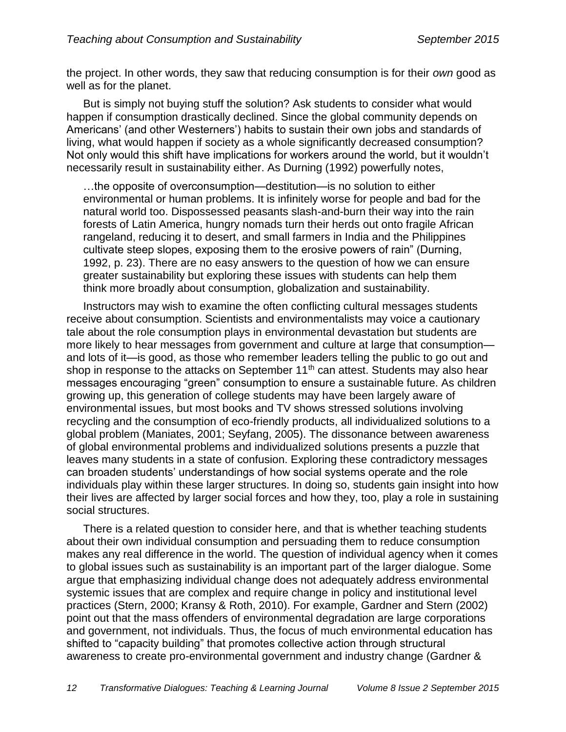the project. In other words, they saw that reducing consumption is for their *own* good as well as for the planet.

But is simply not buying stuff the solution? Ask students to consider what would happen if consumption drastically declined. Since the global community depends on Americans' (and other Westerners') habits to sustain their own jobs and standards of living, what would happen if society as a whole significantly decreased consumption? Not only would this shift have implications for workers around the world, but it wouldn't necessarily result in sustainability either. As Durning (1992) powerfully notes,

> …the opposite of overconsumption—destitution—is no solution to either environmental or human problems. It is infinitely worse for people and bad for the natural world too. Dispossessed peasants slash-and-burn their way into the rain forests of Latin America, hungry nomads turn their herds out onto fragile African rangeland, reducing it to desert, and small farmers in India and the Philippines cultivate steep slopes, exposing them to the erosive powers of rain" (Durning, 1992, p. 23). There are no easy answers to the question of how we can ensure greater sustainability but exploring these issues with students can help them think more broadly about consumption, globalization and sustainability.

Instructors may wish to examine the often conflicting cultural messages students receive about consumption. Scientists and environmentalists may voice a cautionary tale about the role consumption plays in environmental devastation but students are more likely to hear messages from government and culture at large that consumption—and lots of it—is good, as those who remember leaders telling the public to go out and shop in response to the attacks on September 11th can attest. Students may also hear messages encouraging "green" consumption to ensure a sustainable future. As children growing up, this generation of college students may have been largely aware of environmental issues, but most books and TV shows stressed solutions involving recycling and the consumption of eco-friendly products, all individualized solutions to a global problem (Maniates, 2001; Seyfang, 2005). The dissonance between awareness of global environmental problems and individualized solutions presents a puzzle that leaves many students in a state of confusion. Exploring these contradictory messages can broaden students' understandings of how social systems operate and the role individuals play within these larger structures. In doing so, students gain insight into how their lives are affected by larger social forces and how they, too, play a role in sustaining social structures.

There is a related question to consider here, and that is whether teaching students about their own individual consumption and persuading them to reduce consumption makes any real difference in the world. The question of individual agency when it comes to global issues such as sustainability is an important part of the larger dialogue. Some argue that emphasizing individual change does not adequately address environmental systemic issues that are complex and require change in policy and institutional level practices (Stern, 2000; Kransy & Roth, 2010). For example, Gardner and Stern (2002) point out that the mass offenders of environmental degradation are large corporations and government, not individuals. Thus, the focus of much environmental education has shifted to "capacity building" that promotes collective action through structural awareness to create pro-environmental government and industry change (Gardner &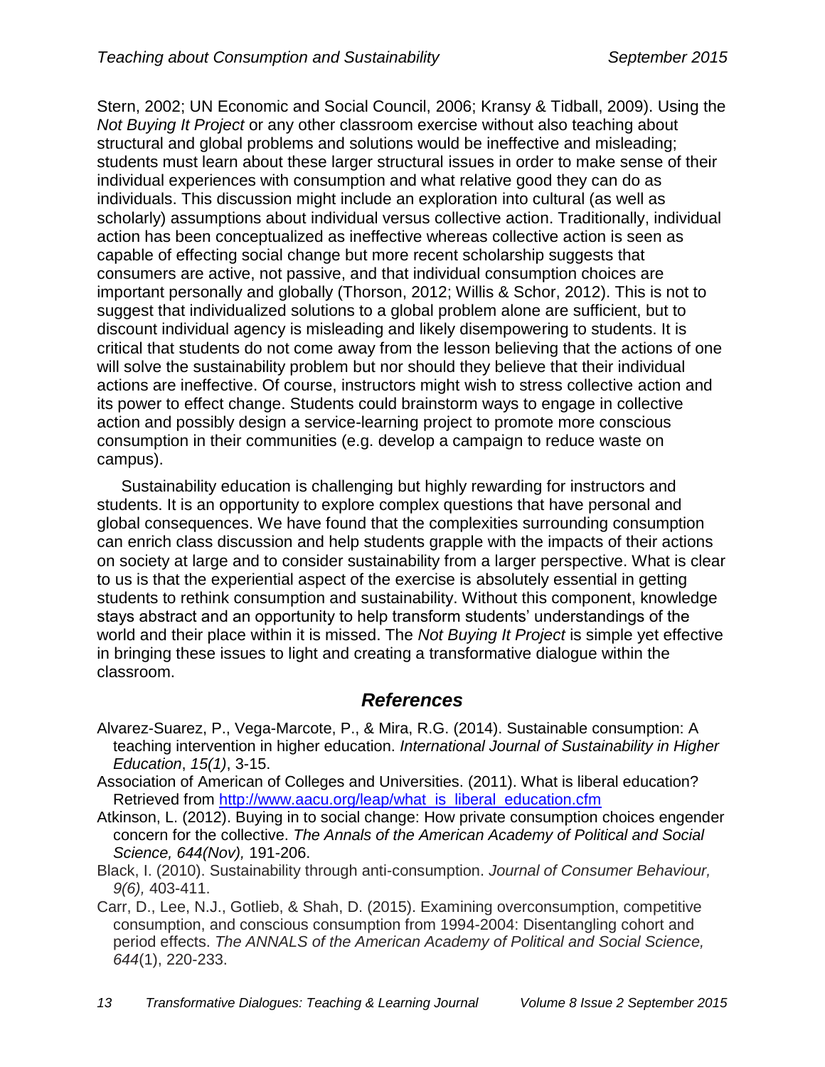Stern, 2002; UN Economic and Social Council, 2006; Kransy & Tidball, 2009). Using the *Not Buying It Project* or any other classroom exercise without also teaching about structural and global problems and solutions would be ineffective and misleading; students must learn about these larger structural issues in order to make sense of their individual experiences with consumption and what relative good they can do as individuals. This discussion might include an exploration into cultural (as well as scholarly) assumptions about individual versus collective action. Traditionally, individual action has been conceptualized as ineffective whereas collective action is seen as capable of effecting social change but more recent scholarship suggests that consumers are active, not passive, and that individual consumption choices are important personally and globally (Thorson, 2012; Willis & Schor, 2012). This is not to suggest that individualized solutions to a global problem alone are sufficient, but to discount individual agency is misleading and likely disempowering to students. It is critical that students do not come away from the lesson believing that the actions of one will solve the sustainability problem but nor should they believe that their individual actions are ineffective. Of course, instructors might wish to stress collective action and its power to effect change. Students could brainstorm ways to engage in collective action and possibly design a service-learning project to promote more conscious consumption in their communities (e.g. develop a campaign to reduce waste on campus).

Sustainability education is challenging but highly rewarding for instructors and students. It is an opportunity to explore complex questions that have personal and global consequences. We have found that the complexities surrounding consumption can enrich class discussion and help students grapple with the impacts of their actions on society at large and to consider sustainability from a larger perspective. What is clear to us is that the experiential aspect of the exercise is absolutely essential in getting students to rethink consumption and sustainability. Without this component, knowledge stays abstract and an opportunity to help transform students' understandings of the world and their place within it is missed. The *Not Buying It Project* is simple yet effective in bringing these issues to light and creating a transformative dialogue within the classroom.

## *References*

Alvarez-Suarez, P., Vega-Marcote, P., & Mira, R.G. (2014). Sustainable consumption: A teaching intervention in higher education. *International Journal of Sustainability in Higher Education*, *15(1)*, 3-15.

Association of American of Colleges and Universities. (2011). What is liberal education? Retrieved from [http://www.aacu.org/leap/what_is_liberal_education.cfm](http://www.aacu.org/leap/what_is_liberal_education.cfm)

Atkinson, L. (2012). Buying in to social change: How private consumption choices engender concern for the collective. *The Annals of the American Academy of Political and Social Science, 644(Nov),* 191-206.

Black, I. (2010). Sustainability through anti-consumption. *Journal of Consumer Behaviour, 9(6),* 403-411.

Carr, D., Lee, N.J., Gotlieb, & Shah, D. (2015). Examining overconsumption, competitive consumption, and conscious consumption from 1994-2004: Disentangling cohort and period effects. *The ANNALS of the American Academy of Political and Social Science, 644*(1), 220-233.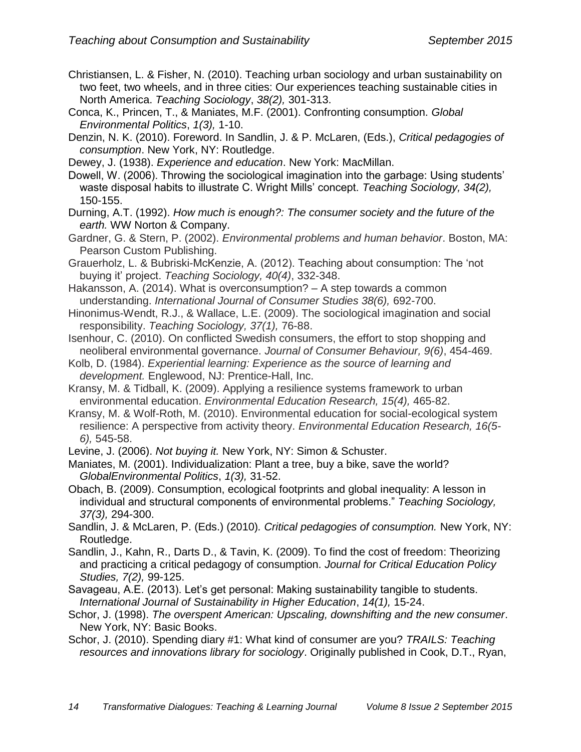Christiansen, L. & Fisher, N. (2010). Teaching urban sociology and urban sustainability on two feet, two wheels, and in three cities: Our experiences teaching sustainable cities in North America. *Teaching Sociology*, *38(2),* 301-313.

Conca, K., Princen, T., & Maniates, M.F. (2001). Confronting consumption. *Global Environmental Politics*, *1(3),* 1-10.

Denzin, N. K. (2010). Foreword. In Sandlin, J. & P. McLaren, (Eds.), *Critical pedagogies of consumption*. New York, NY: Routledge.

Dewey, J. (1938). *Experience and education*. New York: MacMillan.

Dowell, W. (2006). Throwing the sociological imagination into the garbage: Using students' waste disposal habits to illustrate C. Wright Mills' concept. *Teaching Sociology, 34(2),* 150-155.

Durning, A.T. (1992). *How much is enough?: The consumer society and the future of the earth.* WW Norton & Company.

Gardner, G. & Stern, P. (2002). *Environmental problems and human behavior*. Boston, MA: Pearson Custom Publishing.

Grauerholz, L. & Bubriski-McKenzie, A. (2012). Teaching about consumption: The 'not buying it' project. *Teaching Sociology, 40(4)*, 332-348.

Hakansson, A. (2014). What is overconsumption? – A step towards a common understanding. *International Journal of Consumer Studies 38(6),* 692-700.

Hinonimus-Wendt, R.J., & Wallace, L.E. (2009). The sociological imagination and social responsibility. *Teaching Sociology, 37(1),* 76-88.

Isenhour, C. (2010). On conflicted Swedish consumers, the effort to stop shopping and neoliberal environmental governance. *Journal of Consumer Behaviour, 9(6)*, 454-469.

Kolb, D. (1984). *Experiential learning: Experience as the source of learning and development.* Englewood, NJ: Prentice-Hall, Inc.

Kransy, M. & Tidball, K. (2009). Applying a resilience systems framework to urban environmental education. *Environmental Education Research, 15(4),* 465-82.

Kransy, M. & Wolf-Roth, M. (2010). Environmental education for social-ecological system resilience: A perspective from activity theory. *Environmental Education Research, 16(5-6),* 545-58.

Levine, J. (2006). *Not buying it.* New York, NY: Simon & Schuster.

Maniates, M. (2001). Individualization: Plant a tree, buy a bike, save the world? *GlobalEnvironmental Politics*, *1(3),* 31-52.

Obach, B. (2009). Consumption, ecological footprints and global inequality: A lesson in individual and structural components of environmental problems." *Teaching Sociology, 37(3),* 294-300.

Sandlin, J. & McLaren, P. (Eds.) (2010)*. Critical pedagogies of consumption.* New York, NY: Routledge.

Sandlin, J., Kahn, R., Darts D., & Tavin, K. (2009). To find the cost of freedom: Theorizing and practicing a critical pedagogy of consumption. *Journal for Critical Education Policy Studies, 7(2),* 99-125.

Savageau, A.E. (2013). Let's get personal: Making sustainability tangible to students. *International Journal of Sustainability in Higher Education*, *14(1),* 15-24.

Schor, J. (1998). *The overspent American: Upscaling, downshifting and the new consumer*. New York, NY: Basic Books.

Schor, J. (2010). Spending diary #1: What kind of consumer are you? *TRAILS: Teaching resources and innovations library for sociology*. Originally published in Cook, D.T., Ryan,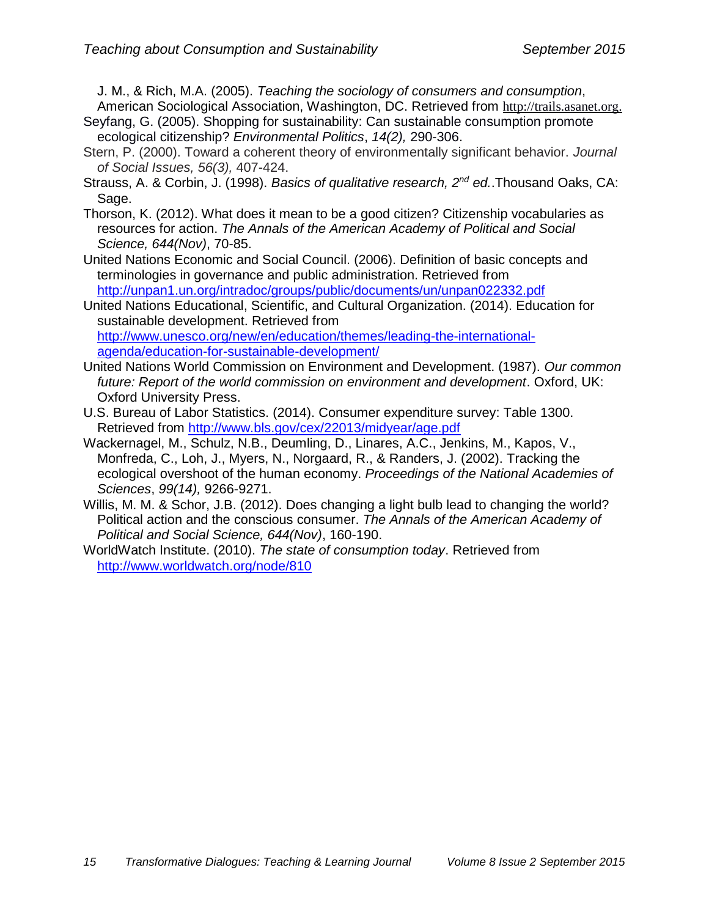J. M., & Rich, M.A. (2005). *Teaching the sociology of consumers and consumption*, American Sociological Association, Washington, DC. Retrieved from http://trails.asanet.org.

Seyfang, G. (2005). Shopping for sustainability: Can sustainable consumption promote ecological citizenship? *Environmental Politics*, *14(2),* 290-306.

Stern, P. (2000). Toward a coherent theory of environmentally significant behavior. *Journal of Social Issues, 56(3),* 407-424.

Strauss, A. & Corbin, J. (1998). *Basics of qualitative research, 2nd ed.*.Thousand Oaks, CA: Sage.

Thorson, K. (2012). What does it mean to be a good citizen? Citizenship vocabularies as resources for action. *The Annals of the American Academy of Political and Social Science, 644(Nov)*, 70-85.

United Nations Economic and Social Council. (2006). Definition of basic concepts and terminologies in governance and public administration. Retrieved from http://unpan1.un.org/intradoc/groups/public/documents/un/unpan022332.pdf

United Nations Educational, Scientific, and Cultural Organization. (2014). Education for sustainable development. Retrieved from http://www.unesco.org/new/en/education/themes/leading-the-international-agenda/education-for-sustainable-development/

United Nations World Commission on Environment and Development. (1987). *Our common future: Report of the world commission on environment and development*. Oxford, UK: Oxford University Press.

U.S. Bureau of Labor Statistics. (2014). Consumer expenditure survey: Table 1300. Retrieved from http://www.bls.gov/cex/22013/midyear/age.pdf

Wackernagel, M., Schulz, N.B., Deumling, D., Linares, A.C., Jenkins, M., Kapos, V., Monfreda, C., Loh, J., Myers, N., Norgaard, R., & Randers, J. (2002). Tracking the ecological overshoot of the human economy. *Proceedings of the National Academies of Sciences*, *99(14),* 9266-9271.

Willis, M. M. & Schor, J.B. (2012). Does changing a light bulb lead to changing the world? Political action and the conscious consumer. *The Annals of the American Academy of Political and Social Science, 644(Nov)*, 160-190.

WorldWatch Institute. (2010). *The state of consumption today*. Retrieved from http://www.worldwatch.org/node/810